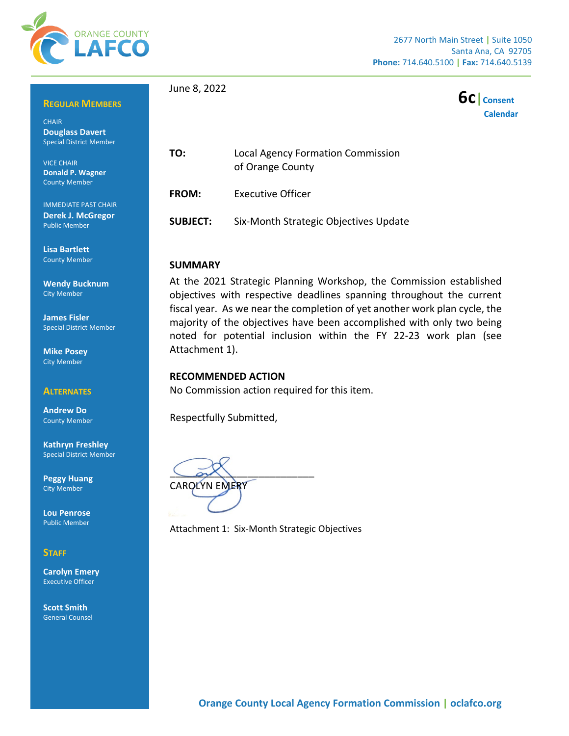ORANGE COUNTY LAFCO

2677 North Main Street | Suite 1050
Santa Ana, CA 92705
**Phone:** 714.640.5100 | **Fax:** 714.640.5139

**REGULAR MEMBERS**

CHAIR
**Douglass Davert**
Special District Member

VICE CHAIR
**Donald P. Wagner**
County Member

IMMEDIATE PAST CHAIR
**Derek J. McGregor**
Public Member

**Lisa Bartlett**
County Member

**Wendy Bucknum**
City Member

**James Fisler**
Special District Member

**Mike Posey**
City Member

**ALTERNATES**

**Andrew Do**
County Member

**Kathryn Freshley**
Special District Member

**Peggy Huang**
City Member

**Lou Penrose**
Public Member

**STAFF**

**Carolyn Emery**
Executive Officer

**Scott Smith**
General Counsel

June 8, 2022

**6c** | **Consent Calendar**

**TO:** Local Agency Formation Commission of Orange County

**FROM:** Executive Officer

**SUBJECT:** Six-Month Strategic Objectives Update

**SUMMARY**

At the 2021 Strategic Planning Workshop, the Commission established objectives with respective deadlines spanning throughout the current fiscal year. As we near the completion of yet another work plan cycle, the majority of the objectives have been accomplished with only two being noted for potential inclusion within the FY 22-23 work plan (see Attachment 1).

**RECOMMENDED ACTION**

No Commission action required for this item.

Respectfully Submitted,

\_\_\_\_\_\_\_\_\_\_\_\_\_\_\_\_\_\_\_\_\_\_\_\_\_\_
CAROLYN EMERY

Attachment 1: Six-Month Strategic Objectives

**Orange County Local Agency Formation Commission** | **oclafco.org**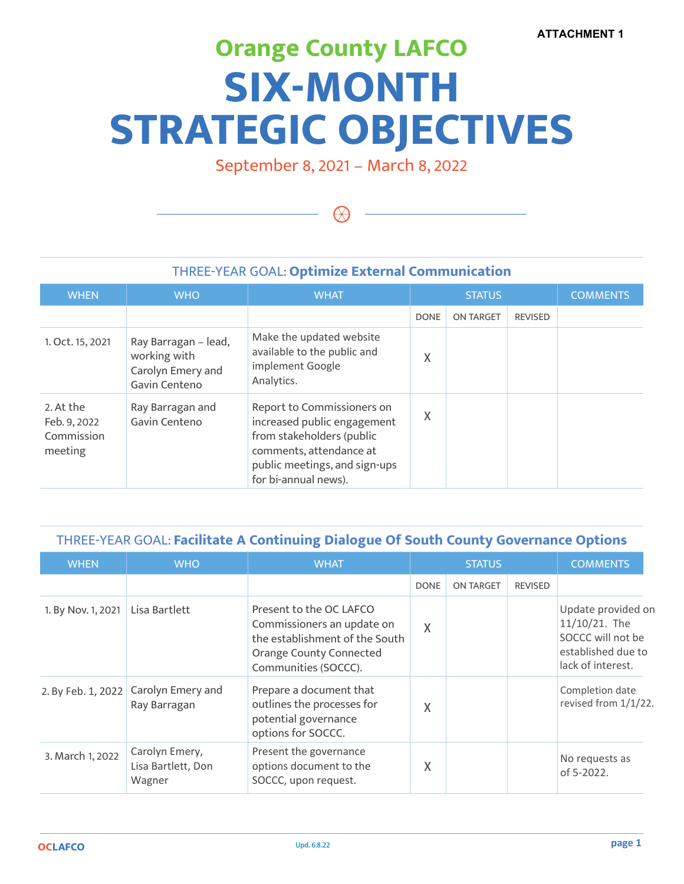ATTACHMENT 1

# Orange County LAFCO

# SIX-MONTH STRATEGIC OBJECTIVES

September 8, 2021 – March 8, 2022

## THREE-YEAR GOAL: **Optimize External Communication**

| WHEN | WHO | WHAT | STATUS | | | COMMENTS |
|---|---|---|---|---|---|---|
| | | | DONE | ON TARGET | REVISED | |
| 1. Oct. 15, 2021 | Ray Barragan – lead, working with Carolyn Emery and Gavin Centeno | Make the updated website available to the public and implement Google Analytics. | X | | | |
| 2. At the Feb. 9, 2022 Commission meeting | Ray Barragan and Gavin Centeno | Report to Commissioners on increased public engagement from stakeholders (public comments, attendance at public meetings, and sign-ups for bi-annual news). | X | | | |

## THREE-YEAR GOAL: **Facilitate A Continuing Dialogue Of South County Governance Options**

| WHEN | WHO | WHAT | STATUS | | | COMMENTS |
|---|---|---|---|---|---|---|
| | | | DONE | ON TARGET | REVISED | |
| 1. By Nov. 1, 2021 | Lisa Bartlett | Present to the OC LAFCO Commissioners an update on the establishment of the South Orange County Connected Communities (SOCCC). | X | | | Update provided on 11/10/21. The SOCCC will not be established due to lack of interest. |
| 2. By Feb. 1, 2022 | Carolyn Emery and Ray Barragan | Prepare a document that outlines the processes for potential governance options for SOCCC. | X | | | Completion date revised from 1/1/22. |
| 3. March 1, 2022 | Carolyn Emery, Lisa Bartlett, Don Wagner | Present the governance options document to the SOCCC, upon request. | X | | | No requests as of 5-2022. |

Upd. 6.8.22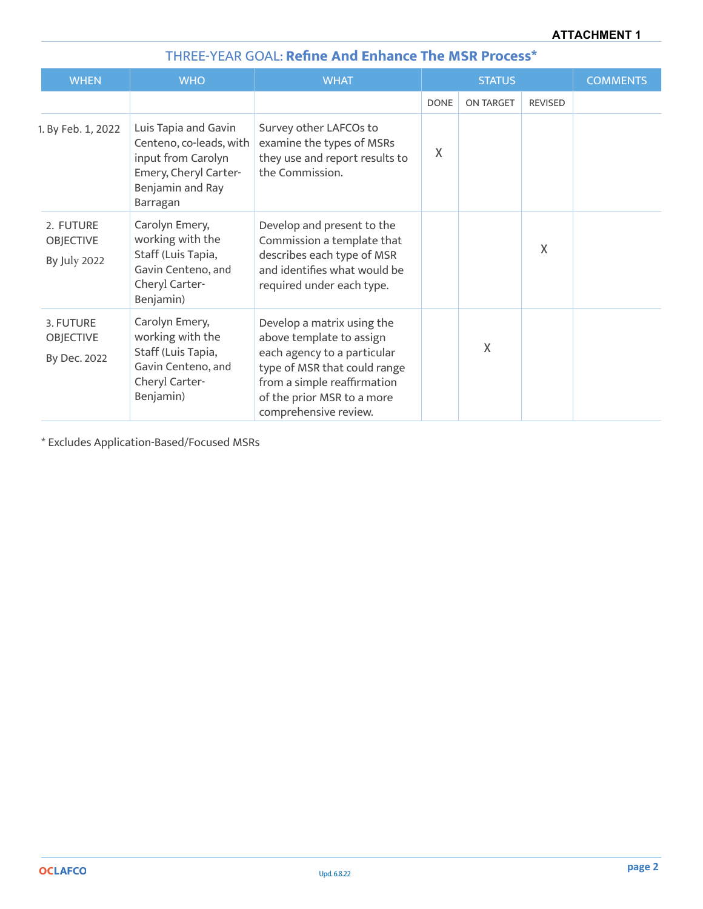ATTACHMENT 1

## THREE-YEAR GOAL: **Refine And Enhance The MSR Process***

| WHEN | WHO | WHAT | STATUS | | | COMMENTS |
|---|---|---|---|---|---|---|
| | | | DONE | ON TARGET | REVISED | |
| 1. By Feb. 1, 2022 | Luis Tapia and Gavin Centeno, co-leads, with input from Carolyn Emery, Cheryl Carter-Benjamin and Ray Barragan | Survey other LAFCOs to examine the types of MSRs they use and report results to the Commission. | X | | | |
| 2. FUTURE OBJECTIVE By July 2022 | Carolyn Emery, working with the Staff (Luis Tapia, Gavin Centeno, and Cheryl Carter-Benjamin) | Develop and present to the Commission a template that describes each type of MSR and identifies what would be required under each type. | | | X | |
| 3. FUTURE OBJECTIVE By Dec. 2022 | Carolyn Emery, working with the Staff (Luis Tapia, Gavin Centeno, and Cheryl Carter-Benjamin) | Develop a matrix using the above template to assign each agency to a particular type of MSR that could range from a simple reaffirmation of the prior MSR to a more comprehensive review. | | X | | |

* Excludes Application-Based/Focused MSRs

Upd. 6.8.22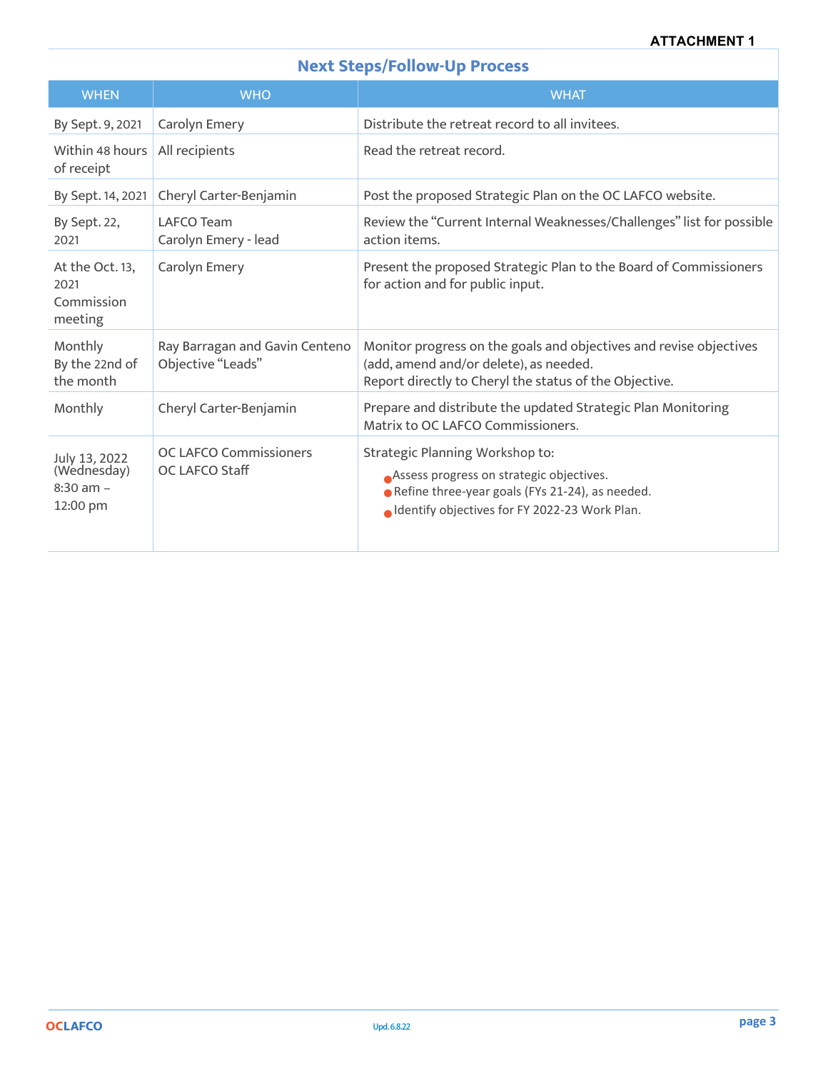**ATTACHMENT 1**

## Next Steps/Follow-Up Process

| WHEN | WHO | WHAT |
|---|---|---|
| By Sept. 9, 2021 | Carolyn Emery | Distribute the retreat record to all invitees. |
| Within 48 hours of receipt | All recipients | Read the retreat record. |
| By Sept. 14, 2021 | Cheryl Carter-Benjamin | Post the proposed Strategic Plan on the OC LAFCO website. |
| By Sept. 22, 2021 | LAFCO Team<br>Carolyn Emery - lead | Review the "Current Internal Weaknesses/Challenges" list for possible action items. |
| At the Oct. 13, 2021 Commission meeting | Carolyn Emery | Present the proposed Strategic Plan to the Board of Commissioners for action and for public input. |
| Monthly<br>By the 22nd of the month | Ray Barragan and Gavin Centeno<br>Objective "Leads" | Monitor progress on the goals and objectives and revise objectives (add, amend and/or delete), as needed.<br>Report directly to Cheryl the status of the Objective. |
| Monthly | Cheryl Carter-Benjamin | Prepare and distribute the updated Strategic Plan Monitoring Matrix to OC LAFCO Commissioners. |
| July 13, 2022 (Wednesday)<br>8:30 am – 12:00 pm | OC LAFCO Commissioners<br>OC LAFCO Staff | Strategic Planning Workshop to:<br>• Assess progress on strategic objectives.<br>• Refine three-year goals (FYs 21-24), as needed.<br>• Identify objectives for FY 2022-23 Work Plan. |

Upd. 6.8.22